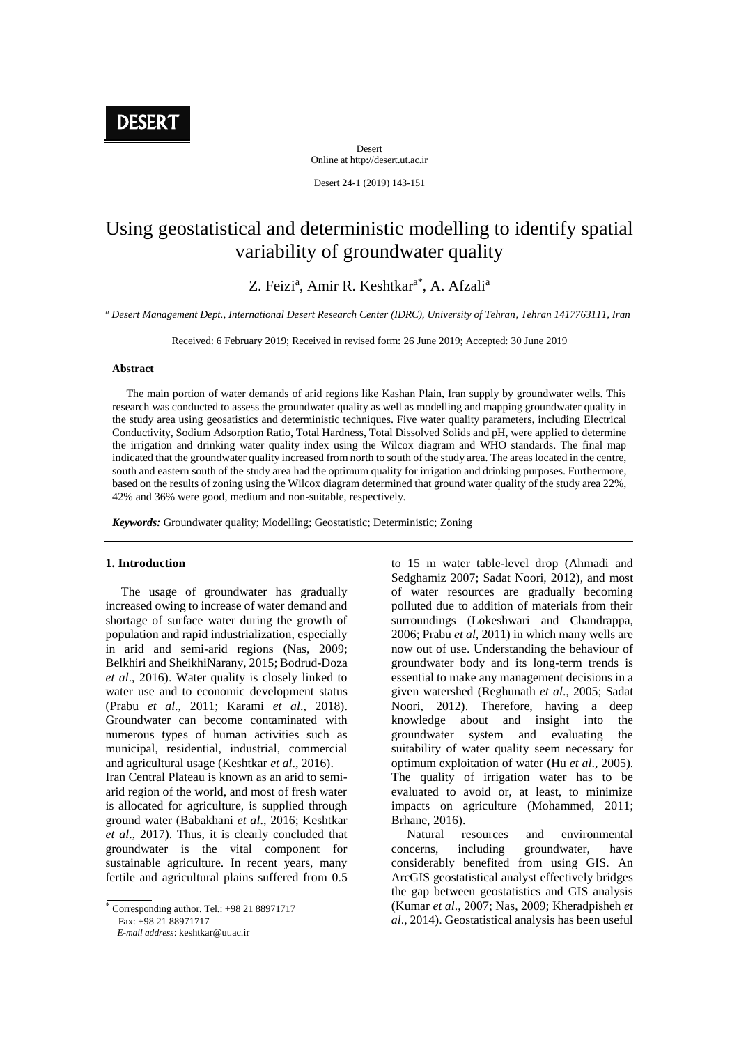# Using geostatistical and deterministic modelling to identify spatial variability of groundwater quality

Z. Feizi[a], Amir R. Keshtkar[a*], A. Afzali[a]

[a] *Desert Management Dept., International Desert Research Center (IDRC), University of Tehran, Tehran 1417763111, Iran*

Received: 6 February 2019; Received in revised form: 26 June 2019; Accepted: 30 June 2019

## Abstract

The main portion of water demands of arid regions like Kashan Plain, Iran supply by groundwater wells. This research was conducted to assess the groundwater quality as well as modelling and mapping groundwater quality in the study area using geosatistics and deterministic techniques. Five water quality parameters, including Electrical Conductivity, Sodium Adsorption Ratio, Total Hardness, Total Dissolved Solids and pH, were applied to determine the irrigation and drinking water quality index using the Wilcox diagram and WHO standards. The final map indicated that the groundwater quality increased from north to south of the study area. The areas located in the centre, south and eastern south of the study area had the optimum quality for irrigation and drinking purposes. Furthermore, based on the results of zoning using the Wilcox diagram determined that ground water quality of the study area 22%, 42% and 36% were good, medium and non-suitable, respectively.

***Keywords:*** Groundwater quality; Modelling; Geostatistic; Deterministic; Zoning

## 1. Introduction

The usage of groundwater has gradually increased owing to increase of water demand and shortage of surface water during the growth of population and rapid industrialization, especially in arid and semi-arid regions (Nas, 2009; Belkhiri and SheikhiNarany, 2015; Bodrud-Doza *et al*., 2016). Water quality is closely linked to water use and to economic development status (Prabu *et al*., 2011; Karami *et al*., 2018). Groundwater can become contaminated with numerous types of human activities such as municipal, residential, industrial, commercial and agricultural usage (Keshtkar *et al*., 2016).

Iran Central Plateau is known as an arid to semi-arid region of the world, and most of fresh water is allocated for agriculture, is supplied through ground water (Babakhani *et al*., 2016; Keshtkar *et al*., 2017). Thus, it is clearly concluded that groundwater is the vital component for sustainable agriculture. In recent years, many fertile and agricultural plains suffered from 0.5 to 15 m water table-level drop (Ahmadi and Sedghamiz 2007; Sadat Noori, 2012), and most of water resources are gradually becoming polluted due to addition of materials from their surroundings (Lokeshwari and Chandrappa, 2006; Prabu *et al*, 2011) in which many wells are now out of use. Understanding the behaviour of groundwater body and its long-term trends is essential to make any management decisions in a given watershed (Reghunath *et al*., 2005; Sadat Noori, 2012). Therefore, having a deep knowledge about and insight into the groundwater system and evaluating the suitability of water quality seem necessary for optimum exploitation of water (Hu *et al*., 2005). The quality of irrigation water has to be evaluated to avoid or, at least, to minimize impacts on agriculture (Mohammed, 2011; Brhane, 2016).

Natural resources and environmental concerns, including groundwater, have considerably benefited from using GIS. An ArcGIS geostatistical analyst effectively bridges the gap between geostatistics and GIS analysis (Kumar *et al*., 2007; Nas, 2009; Kheradpisheh *et al*., 2014). Geostatistical analysis has been useful

[*] Corresponding author. Tel.: +98 21 88971717
Fax: +98 21 88971717
*E-mail address*: keshtkar@ut.ac.ir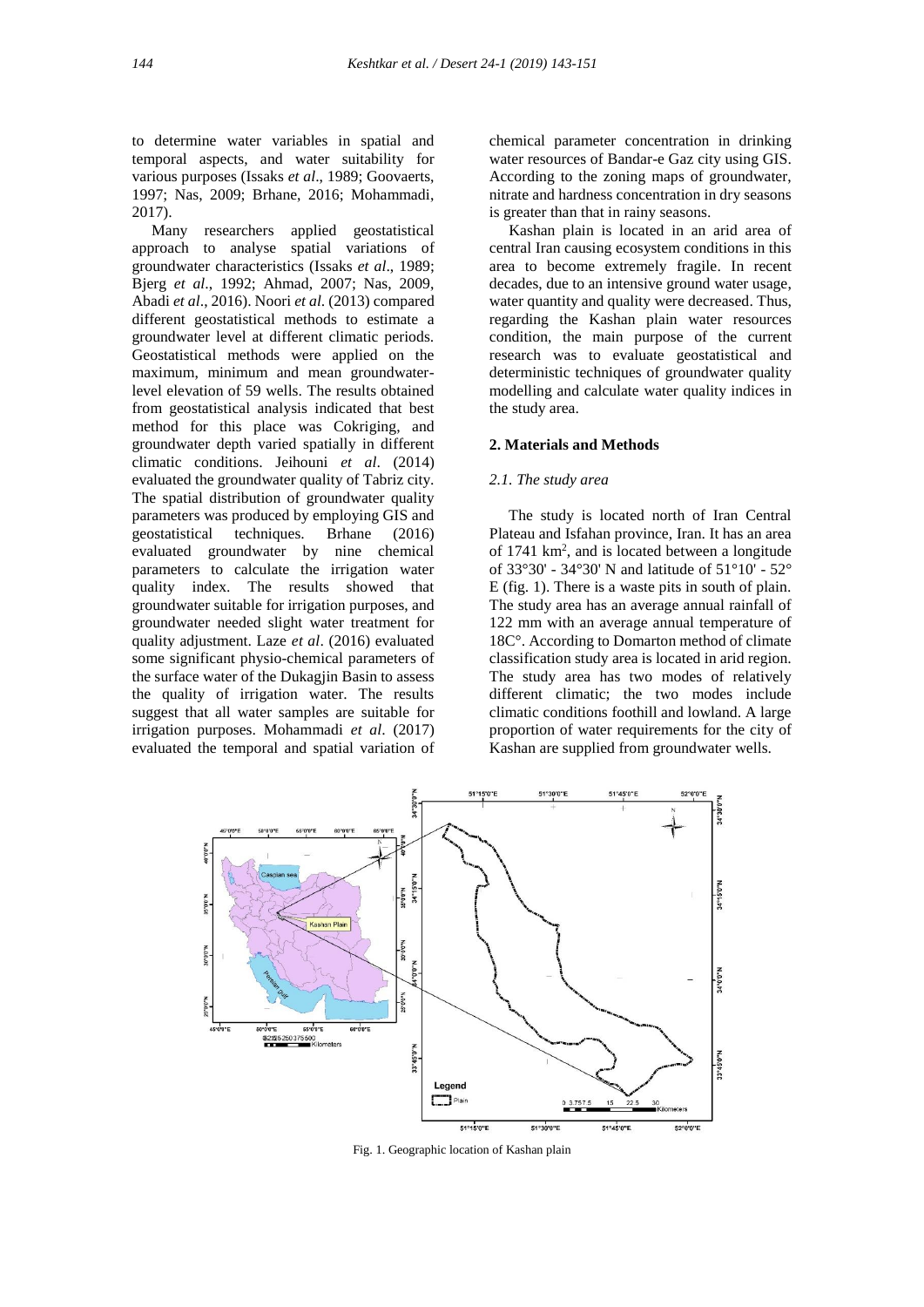to determine water variables in spatial and temporal aspects, and water suitability for various purposes (Issaks *et al*., 1989; Goovaerts, 1997; Nas, 2009; Brhane, 2016; Mohammadi, 2017).

Many researchers applied geostatistical approach to analyse spatial variations of groundwater characteristics (Issaks *et al*., 1989; Bjerg *et al*., 1992; Ahmad, 2007; Nas, 2009, Abadi *et al*., 2016). Noori *et al.* (2013) compared different geostatistical methods to estimate a groundwater level at different climatic periods. Geostatistical methods were applied on the maximum, minimum and mean groundwater-level elevation of 59 wells. The results obtained from geostatistical analysis indicated that best method for this place was Cokriging, and groundwater depth varied spatially in different climatic conditions. Jeihouni *et al*. (2014) evaluated the groundwater quality of Tabriz city. The spatial distribution of groundwater quality parameters was produced by employing GIS and geostatistical techniques. Brhane (2016) evaluated groundwater by nine chemical parameters to calculate the irrigation water quality index. The results showed that groundwater suitable for irrigation purposes, and groundwater needed slight water treatment for quality adjustment. Laze *et al*. (2016) evaluated some significant physio-chemical parameters of the surface water of the Dukagjin Basin to assess the quality of irrigation water. The results suggest that all water samples are suitable for irrigation purposes. Mohammadi *et al*. (2017) evaluated the temporal and spatial variation of chemical parameter concentration in drinking water resources of Bandar-e Gaz city using GIS. According to the zoning maps of groundwater, nitrate and hardness concentration in dry seasons is greater than that in rainy seasons.

Kashan plain is located in an arid area of central Iran causing ecosystem conditions in this area to become extremely fragile. In recent decades, due to an intensive ground water usage, water quantity and quality were decreased. Thus, regarding the Kashan plain water resources condition, the main purpose of the current research was to evaluate geostatistical and deterministic techniques of groundwater quality modelling and calculate water quality indices in the study area.

## 2. Materials and Methods

### *2.1. The study area*

The study is located north of Iran Central Plateau and Isfahan province, Iran. It has an area of 1741 km$^2$, and is located between a longitude of 33°30' - 34°30' N and latitude of 51°10' - 52° E (fig. 1). There is a waste pits in south of plain. The study area has an average annual rainfall of 122 mm with an average annual temperature of 18C°. According to Domarton method of climate classification study area is located in arid region. The study area has two modes of relatively different climatic; the two modes include climatic conditions foothill and lowland. A large proportion of water requirements for the city of Kashan are supplied from groundwater wells.

Fig. 1. Geographic location of Kashan plain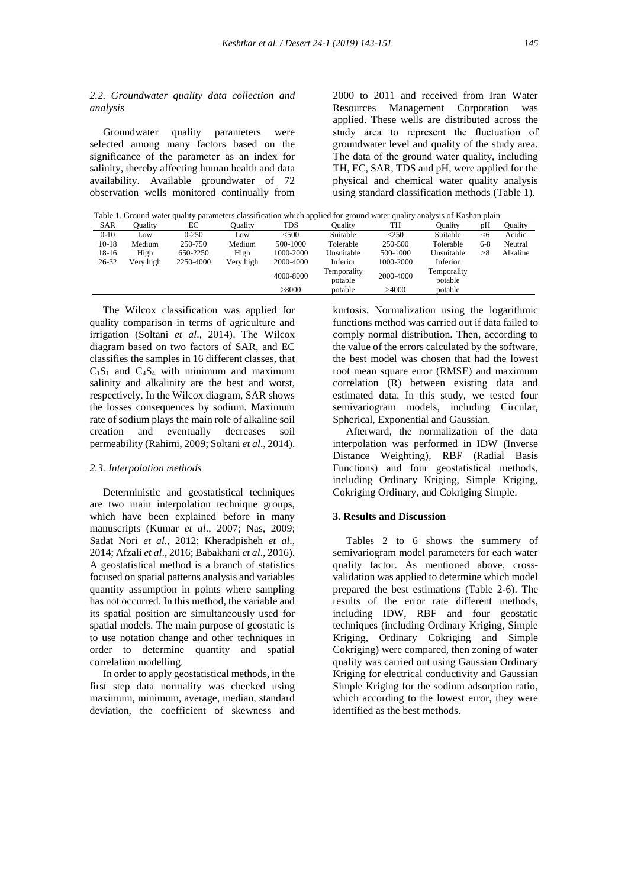### *2.2. Groundwater quality data collection and analysis*

Groundwater quality parameters were selected among many factors based on the significance of the parameter as an index for salinity, thereby affecting human health and data availability. Available groundwater of 72 observation wells monitored continually from 2000 to 2011 and received from Iran Water Resources Management Corporation was applied. These wells are distributed across the study area to represent the fluctuation of groundwater level and quality of the study area. The data of the ground water quality, including TH, EC, SAR, TDS and pH, were applied for the physical and chemical water quality analysis using standard classification methods (Table 1).

Table 1. Ground water quality parameters classification which applied for ground water quality analysis of Kashan plain

| SAR | Quality | EC | Quality | TDS | Quality | TH | Quality | pH | Quality |
|---|---|---|---|---|---|---|---|---|---|
| 0-10 | Low | 0-250 | Low | <500 | Suitable | <250 | Suitable | <6 | Acidic |
| 10-18 | Medium | 250-750 | Medium | 500-1000 | Tolerable | 250-500 | Tolerable | 6-8 | Neutral |
| 18-16 | High | 650-2250 | High | 1000-2000 | Unsuitable | 500-1000 | Unsuitable | >8 | Alkaline |
| 26-32 | Very high | 2250-4000 | Very high | 2000-4000 | Inferior | 1000-2000 | Inferior | | |
| | | | | 4000-8000 | Temporality potable | 2000-4000 | Temporality potable | | |
| | | | | >8000 | potable | >4000 | potable | | |

The Wilcox classification was applied for quality comparison in terms of agriculture and irrigation (Soltani *et al*., 2014). The Wilcox diagram based on two factors of SAR, and EC classifies the samples in 16 different classes, that $C_1S_1$ and $C_4S_4$ with minimum and maximum salinity and alkalinity are the best and worst, respectively. In the Wilcox diagram, SAR shows the losses consequences by sodium. Maximum rate of sodium plays the main role of alkaline soil creation and eventually decreases soil permeability (Rahimi, 2009; Soltani *et al*., 2014).

### *2.3. Interpolation methods*

Deterministic and geostatistical techniques are two main interpolation technique groups, which have been explained before in many manuscripts (Kumar *et al*., 2007; Nas, 2009; Sadat Nori *et al*., 2012; Kheradpisheh *et al*., 2014; Afzali *et al*., 2016; Babakhani *et al*., 2016). A geostatistical method is a branch of statistics focused on spatial patterns analysis and variables quantity assumption in points where sampling has not occurred. In this method, the variable and its spatial position are simultaneously used for spatial models. The main purpose of geostatic is to use notation change and other techniques in order to determine quantity and spatial correlation modelling.

In order to apply geostatistical methods, in the first step data normality was checked using maximum, minimum, average, median, standard deviation, the coefficient of skewness and kurtosis. Normalization using the logarithmic functions method was carried out if data failed to comply normal distribution. Then, according to the value of the errors calculated by the software, the best model was chosen that had the lowest root mean square error (RMSE) and maximum correlation (R) between existing data and estimated data. In this study, we tested four semivariogram models, including Circular, Spherical, Exponential and Gaussian.

Afterward, the normalization of the data interpolation was performed in IDW (Inverse Distance Weighting), RBF (Radial Basis Functions) and four geostatistical methods, including Ordinary Kriging, Simple Kriging, Cokriging Ordinary, and Cokriging Simple.

## 3. Results and Discussion

Tables 2 to 6 shows the summery of semivariogram model parameters for each water quality factor. As mentioned above, cross-validation was applied to determine which model prepared the best estimations (Table 2-6). The results of the error rate different methods, including IDW, RBF and four geostatic techniques (including Ordinary Kriging, Simple Kriging, Ordinary Cokriging and Simple Cokriging) were compared, then zoning of water quality was carried out using Gaussian Ordinary Kriging for electrical conductivity and Gaussian Simple Kriging for the sodium adsorption ratio, which according to the lowest error, they were identified as the best methods.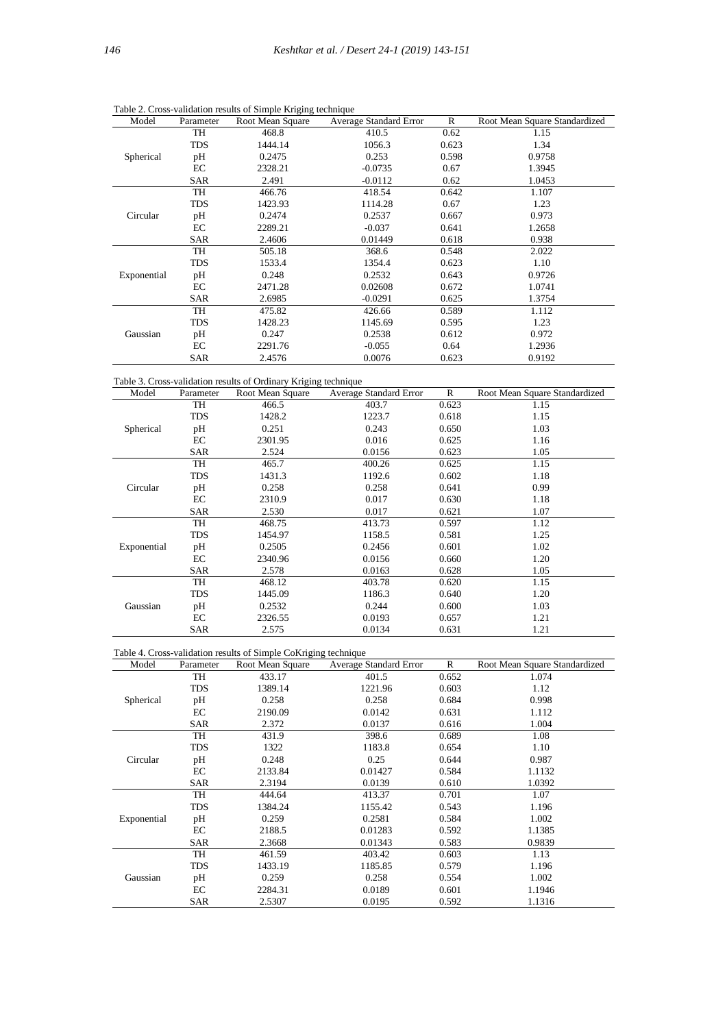Table 2. Cross-validation results of Simple Kriging technique

| Model | Parameter | Root Mean Square | Average Standard Error | R | Root Mean Square Standardized |
|---|---|---|---|---|---|
| Spherical | TH | 468.8 | 410.5 | 0.62 | 1.15 |
| | TDS | 1444.14 | 1056.3 | 0.623 | 1.34 |
| | pH | 0.2475 | 0.253 | 0.598 | 0.9758 |
| | EC | 2328.21 | -0.0735 | 0.67 | 1.3945 |
| | SAR | 2.491 | -0.0112 | 0.62 | 1.0453 |
| Circular | TH | 466.76 | 418.54 | 0.642 | 1.107 |
| | TDS | 1423.93 | 1114.28 | 0.67 | 1.23 |
| | pH | 0.2474 | 0.2537 | 0.667 | 0.973 |
| | EC | 2289.21 | -0.037 | 0.641 | 1.2658 |
| | SAR | 2.4606 | 0.01449 | 0.618 | 0.938 |
| Exponential | TH | 505.18 | 368.6 | 0.548 | 2.022 |
| | TDS | 1533.4 | 1354.4 | 0.623 | 1.10 |
| | pH | 0.248 | 0.2532 | 0.643 | 0.9726 |
| | EC | 2471.28 | 0.02608 | 0.672 | 1.0741 |
| | SAR | 2.6985 | -0.0291 | 0.625 | 1.3754 |
| Gaussian | TH | 475.82 | 426.66 | 0.589 | 1.112 |
| | TDS | 1428.23 | 1145.69 | 0.595 | 1.23 |
| | pH | 0.247 | 0.2538 | 0.612 | 0.972 |
| | EC | 2291.76 | -0.055 | 0.64 | 1.2936 |
| | SAR | 2.4576 | 0.0076 | 0.623 | 0.9192 |

Table 3. Cross-validation results of Ordinary Kriging technique

| Model | Parameter | Root Mean Square | Average Standard Error | R | Root Mean Square Standardized |
|---|---|---|---|---|---|
| Spherical | TH | 466.5 | 403.7 | 0.623 | 1.15 |
| | TDS | 1428.2 | 1223.7 | 0.618 | 1.15 |
| | pH | 0.251 | 0.243 | 0.650 | 1.03 |
| | EC | 2301.95 | 0.016 | 0.625 | 1.16 |
| | SAR | 2.524 | 0.0156 | 0.623 | 1.05 |
| Circular | TH | 465.7 | 400.26 | 0.625 | 1.15 |
| | TDS | 1431.3 | 1192.6 | 0.602 | 1.18 |
| | pH | 0.258 | 0.258 | 0.641 | 0.99 |
| | EC | 2310.9 | 0.017 | 0.630 | 1.18 |
| | SAR | 2.530 | 0.017 | 0.621 | 1.07 |
| Exponential | TH | 468.75 | 413.73 | 0.597 | 1.12 |
| | TDS | 1454.97 | 1158.5 | 0.581 | 1.25 |
| | pH | 0.2505 | 0.2456 | 0.601 | 1.02 |
| | EC | 2340.96 | 0.0156 | 0.660 | 1.20 |
| | SAR | 2.578 | 0.0163 | 0.628 | 1.05 |
| Gaussian | TH | 468.12 | 403.78 | 0.620 | 1.15 |
| | TDS | 1445.09 | 1186.3 | 0.640 | 1.20 |
| | pH | 0.2532 | 0.244 | 0.600 | 1.03 |
| | EC | 2326.55 | 0.0193 | 0.657 | 1.21 |
| | SAR | 2.575 | 0.0134 | 0.631 | 1.21 |

Table 4. Cross-validation results of Simple CoKriging technique

| Model | Parameter | Root Mean Square | Average Standard Error | R | Root Mean Square Standardized |
|---|---|---|---|---|---|
| Spherical | TH | 433.17 | 401.5 | 0.652 | 1.074 |
| | TDS | 1389.14 | 1221.96 | 0.603 | 1.12 |
| | pH | 0.258 | 0.258 | 0.684 | 0.998 |
| | EC | 2190.09 | 0.0142 | 0.631 | 1.112 |
| | SAR | 2.372 | 0.0137 | 0.616 | 1.004 |
| Circular | TH | 431.9 | 398.6 | 0.689 | 1.08 |
| | TDS | 1322 | 1183.8 | 0.654 | 1.10 |
| | pH | 0.248 | 0.25 | 0.644 | 0.987 |
| | EC | 2133.84 | 0.01427 | 0.584 | 1.1132 |
| | SAR | 2.3194 | 0.0139 | 0.610 | 1.0392 |
| Exponential | TH | 444.64 | 413.37 | 0.701 | 1.07 |
| | TDS | 1384.24 | 1155.42 | 0.543 | 1.196 |
| | pH | 0.259 | 0.2581 | 0.584 | 1.002 |
| | EC | 2188.5 | 0.01283 | 0.592 | 1.1385 |
| | SAR | 2.3668 | 0.01343 | 0.583 | 0.9839 |
| Gaussian | TH | 461.59 | 403.42 | 0.603 | 1.13 |
| | TDS | 1433.19 | 1185.85 | 0.579 | 1.196 |
| | pH | 0.259 | 0.258 | 0.554 | 1.002 |
| | EC | 2284.31 | 0.0189 | 0.601 | 1.1946 |
| | SAR | 2.5307 | 0.0195 | 0.592 | 1.1316 |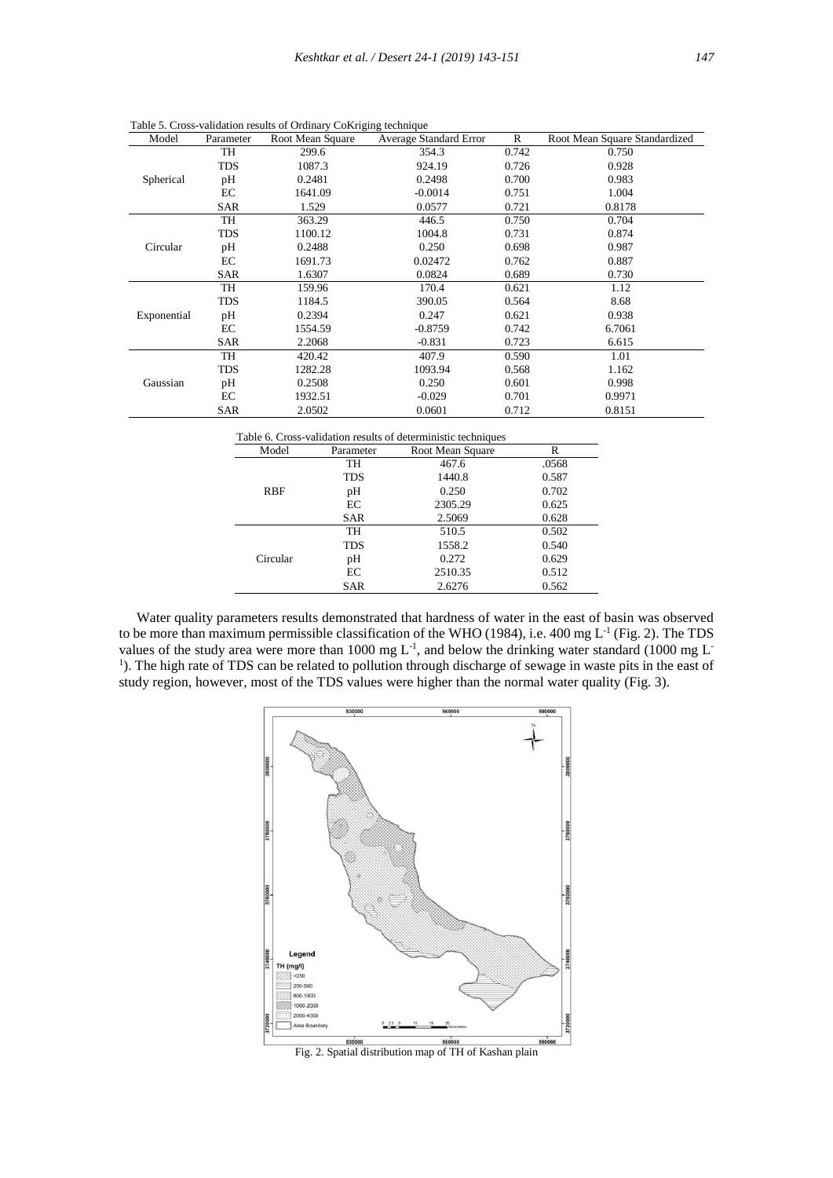Table 5. Cross-validation results of Ordinary CoKriging technique

| Model | Parameter | Root Mean Square | Average Standard Error | R | Root Mean Square Standardized |
|---|---|---|---|---|---|
| Spherical | TH | 299.6 | 354.3 | 0.742 | 0.750 |
| | TDS | 1087.3 | 924.19 | 0.726 | 0.928 |
| | pH | 0.2481 | 0.2498 | 0.700 | 0.983 |
| | EC | 1641.09 | -0.0014 | 0.751 | 1.004 |
| | SAR | 1.529 | 0.0577 | 0.721 | 0.8178 |
| Circular | TH | 363.29 | 446.5 | 0.750 | 0.704 |
| | TDS | 1100.12 | 1004.8 | 0.731 | 0.874 |
| | pH | 0.2488 | 0.250 | 0.698 | 0.987 |
| | EC | 1691.73 | 0.02472 | 0.762 | 0.887 |
| | SAR | 1.6307 | 0.0824 | 0.689 | 0.730 |
| Exponential | TH | 159.96 | 170.4 | 0.621 | 1.12 |
| | TDS | 1184.5 | 390.05 | 0.564 | 8.68 |
| | pH | 0.2394 | 0.247 | 0.621 | 0.938 |
| | EC | 1554.59 | -0.8759 | 0.742 | 6.7061 |
| | SAR | 2.2068 | -0.831 | 0.723 | 6.615 |
| Gaussian | TH | 420.42 | 407.9 | 0.590 | 1.01 |
| | TDS | 1282.28 | 1093.94 | 0.568 | 1.162 |
| | pH | 0.2508 | 0.250 | 0.601 | 0.998 |
| | EC | 1932.51 | -0.029 | 0.701 | 0.9971 |
| | SAR | 2.0502 | 0.0601 | 0.712 | 0.8151 |

Table 6. Cross-validation results of deterministic techniques

| Model | Parameter | Root Mean Square | R |
|---|---|---|---|
| RBF | TH | 467.6 | .0568 |
| | TDS | 1440.8 | 0.587 |
| | pH | 0.250 | 0.702 |
| | EC | 2305.29 | 0.625 |
| | SAR | 2.5069 | 0.628 |
| Circular | TH | 510.5 | 0.502 |
| | TDS | 1558.2 | 0.540 |
| | pH | 0.272 | 0.629 |
| | EC | 2510.35 | 0.512 |
| | SAR | 2.6276 | 0.562 |

Water quality parameters results demonstrated that hardness of water in the east of basin was observed to be more than maximum permissible classification of the WHO (1984), i.e. 400 mg $L^{-1}$ (Fig. 2). The TDS values of the study area were more than 1000 mg $L^{-1}$, and below the drinking water standard (1000 mg $L^{-1}$). The high rate of TDS can be related to pollution through discharge of sewage in waste pits in the east of study region, however, most of the TDS values were higher than the normal water quality (Fig. 3).

Fig. 2. Spatial distribution map of TH of Kashan plain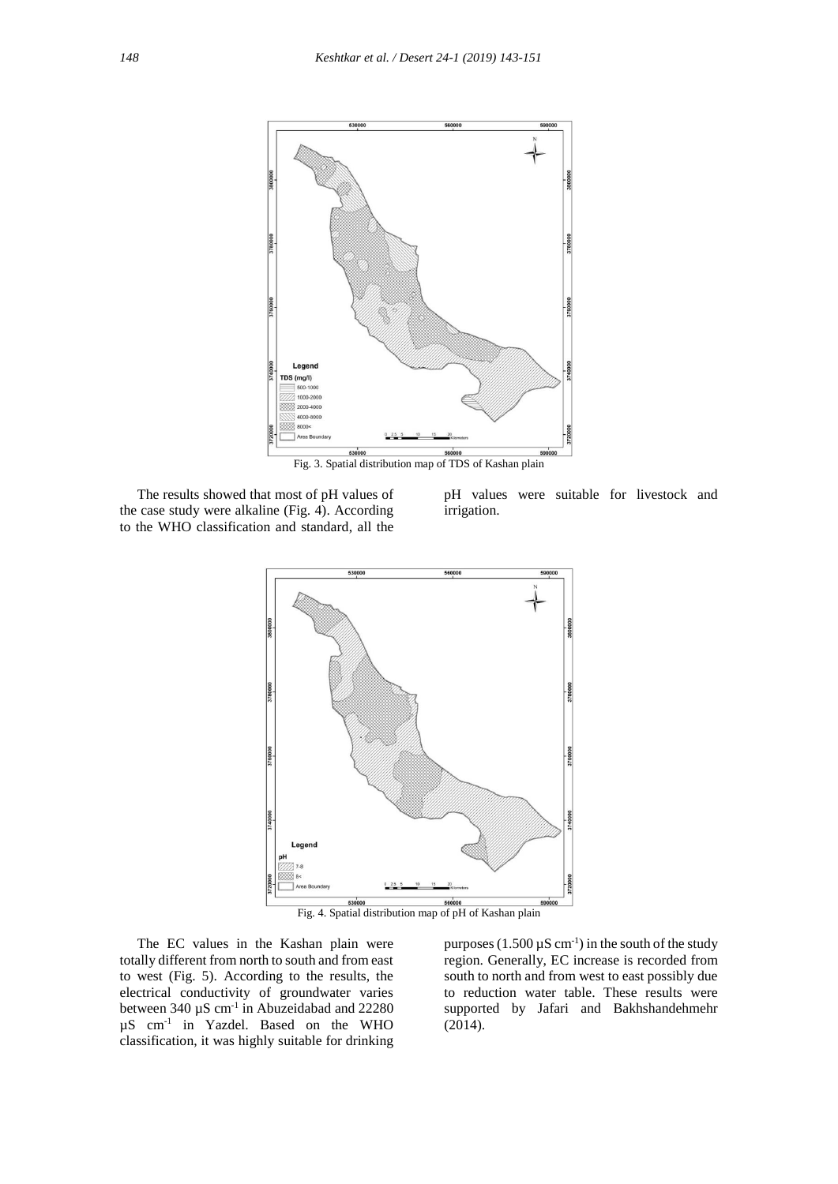Fig. 3. Spatial distribution map of TDS of Kashan plain

The results showed that most of pH values of the case study were alkaline (Fig. 4). According to the WHO classification and standard, all the pH values were suitable for livestock and irrigation.

Fig. 4. Spatial distribution map of pH of Kashan plain

The EC values in the Kashan plain were totally different from north to south and from east to west (Fig. 5). According to the results, the electrical conductivity of groundwater varies between 340 µS $cm^{-1}$ in Abuzeidabad and 22280 µS $cm^{-1}$ in Yazdel. Based on the WHO classification, it was highly suitable for drinking purposes (1.500 µS $cm^{-1}$) in the south of the study region. Generally, EC increase is recorded from south to north and from west to east possibly due to reduction water table. These results were supported by Jafari and Bakhshandehmehr (2014).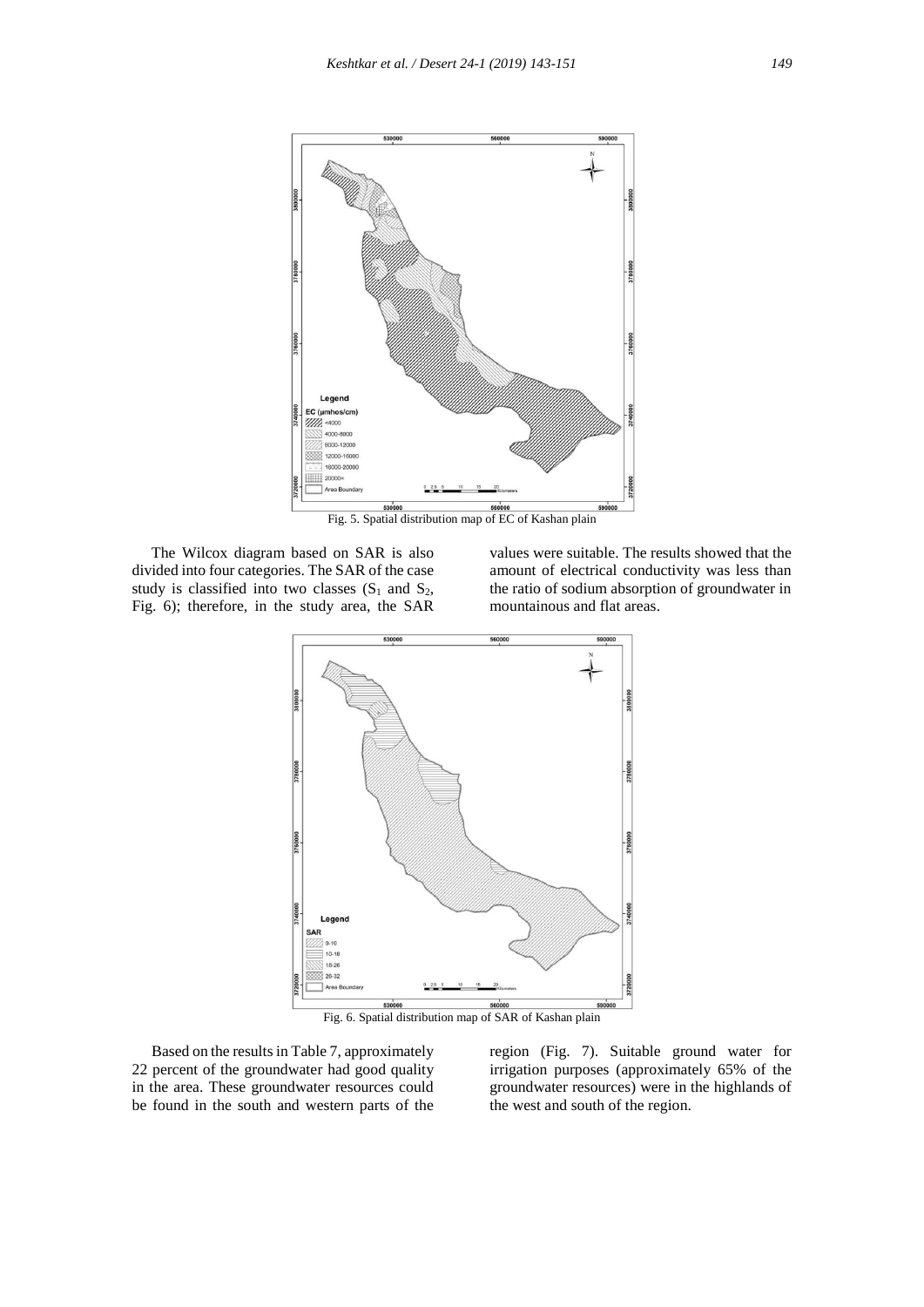Fig. 5. Spatial distribution map of EC of Kashan plain

The Wilcox diagram based on SAR is also divided into four categories. The SAR of the case study is classified into two classes ($S_1$ and $S_2$, Fig. 6); therefore, in the study area, the SAR values were suitable. The results showed that the amount of electrical conductivity was less than the ratio of sodium absorption of groundwater in mountainous and flat areas.

Fig. 6. Spatial distribution map of SAR of Kashan plain

Based on the results in Table 7, approximately 22 percent of the groundwater had good quality in the area. These groundwater resources could be found in the south and western parts of the region (Fig. 7). Suitable ground water for irrigation purposes (approximately 65% of the groundwater resources) were in the highlands of the west and south of the region.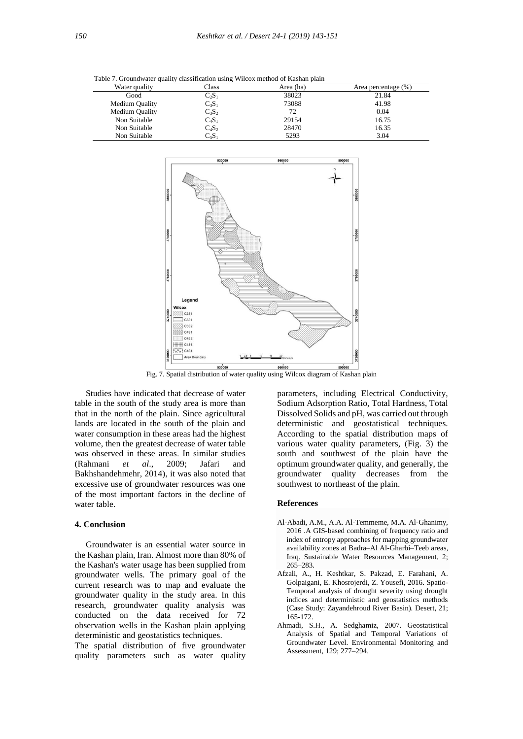Table 7. Groundwater quality classification using Wilcox method of Kashan plain

| Water quality | Class | Area (ha) | Area percentage (%) |
|---|---|---|---|
| Good | $C_2S_1$ | 38023 | 21.84 |
| Medium Quality | $C_3S_1$ | 73088 | 41.98 |
| Medium Quality | $C_3S_2$ | 72 | 0.04 |
| Non Suitable | $C_4S_1$ | 29154 | 16.75 |
| Non Suitable | $C_4S_2$ | 28470 | 16.35 |
| Non Suitable | $C_5S_1$ | 5293 | 3.04 |

Fig. 7. Spatial distribution of water quality using Wilcox diagram of Kashan plain

Studies have indicated that decrease of water table in the south of the study area is more than that in the north of the plain. Since agricultural lands are located in the south of the plain and water consumption in these areas had the highest volume, then the greatest decrease of water table was observed in these areas. In similar studies (Rahmani *et al.*, 2009; Jafari and Bakhshandehmehr, 2014), it was also noted that excessive use of groundwater resources was one of the most important factors in the decline of water table.

## 4. Conclusion

Groundwater is an essential water source in the Kashan plain, Iran. Almost more than 80% of the Kashan's water usage has been supplied from groundwater wells. The primary goal of the current research was to map and evaluate the groundwater quality in the study area. In this research, groundwater quality analysis was conducted on the data received for 72 observation wells in the Kashan plain applying deterministic and geostatistics techniques.

The spatial distribution of five groundwater quality parameters such as water quality parameters, including Electrical Conductivity, Sodium Adsorption Ratio, Total Hardness, Total Dissolved Solids and pH, was carried out through deterministic and geostatistical techniques. According to the spatial distribution maps of various water quality parameters, (Fig. 3) the south and southwest of the plain have the optimum groundwater quality, and generally, the groundwater quality decreases from the southwest to northeast of the plain.

## References

- Al-Abadi, A.M., A.A. Al-Temmeme, M.A. Al-Ghanimy, 2016 .A GIS-based combining of frequency ratio and index of entropy approaches for mapping groundwater availability zones at Badra–Al Al-Gharbi–Teeb areas, Iraq. Sustainable Water Resources Management, 2; 265–283.
- Afzali, A., H. Keshtkar, S. Pakzad, E. Farahani, A. Golpaigani, E. Khosrojerdi, Z. Yousefi, 2016. Spatio-Temporal analysis of drought severity using drought indices and deterministic and geostatistics methods (Case Study: Zayandehroud River Basin). Desert, 21; 165-172.
- Ahmadi, S.H., A. Sedghamiz, 2007. Geostatistical Analysis of Spatial and Temporal Variations of Groundwater Level. Environmental Monitoring and Assessment, 129; 277–294.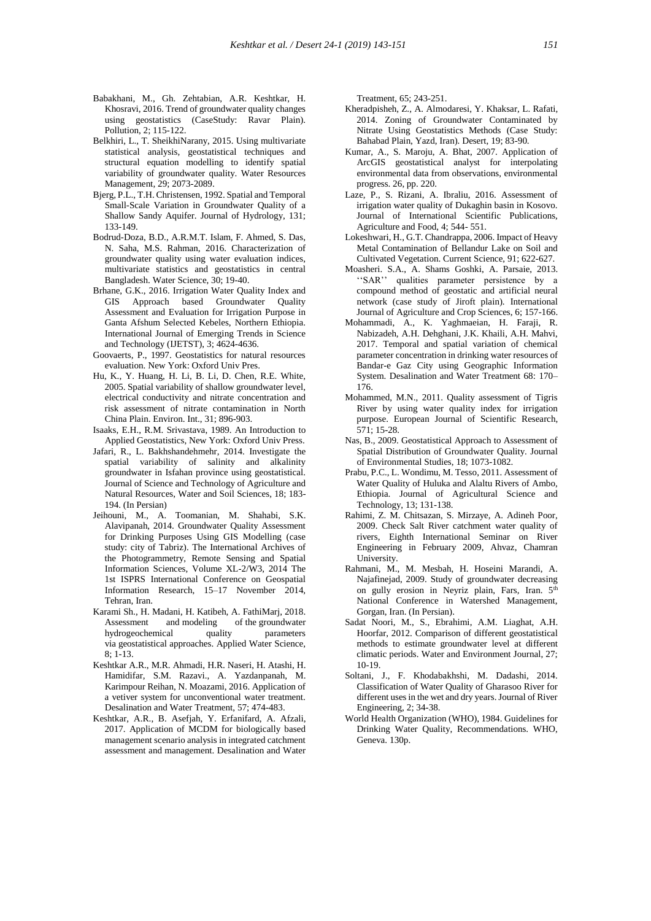Babakhani, M., Gh. Zehtabian, A.R. Keshtkar, H. Khosravi, 2016. Trend of groundwater quality changes using geostatistics (CaseStudy: Ravar Plain). Pollution, 2; 115-122.

Belkhiri, L., T. SheikhiNarany, 2015. Using multivariate statistical analysis, geostatistical techniques and structural equation modelling to identify spatial variability of groundwater quality. Water Resources Management, 29; 2073-2089.

Bjerg, P.L., T.H. Christensen, 1992. Spatial and Temporal Small-Scale Variation in Groundwater Quality of a Shallow Sandy Aquifer. Journal of Hydrology, 131; 133-149.

Bodrud-Doza, B.D., A.R.M.T. Islam, F. Ahmed, S. Das, N. Saha, M.S. Rahman, 2016. Characterization of groundwater quality using water evaluation indices, multivariate statistics and geostatistics in central Bangladesh. Water Science, 30; 19-40.

Brhane, G.K., 2016. Irrigation Water Quality Index and GIS Approach based Groundwater Quality Assessment and Evaluation for Irrigation Purpose in Ganta Afshum Selected Kebeles, Northern Ethiopia. International Journal of Emerging Trends in Science and Technology (IJETST), 3; 4624-4636.

Goovaerts, P., 1997. Geostatistics for natural resources evaluation. New York: Oxford Univ Pres.

Hu, K., Y. Huang, H. Li, B. Li, D. Chen, R.E. White, 2005. Spatial variability of shallow groundwater level, electrical conductivity and nitrate concentration and risk assessment of nitrate contamination in North China Plain. Environ. Int., 31; 896-903.

Isaaks, E.H., R.M. Srivastava, 1989. An Introduction to Applied Geostatistics, New York: Oxford Univ Press.

Jafari, R., L. Bakhshandehmehr, 2014. Investigate the spatial variability of salinity and alkalinity groundwater in Isfahan province using geostatistical. Journal of Science and Technology of Agriculture and Natural Resources, Water and Soil Sciences, 18; 183-194. (In Persian)

Jeihouni, M., A. Toomanian, M. Shahabi, S.K. Alavipanah, 2014. Groundwater Quality Assessment for Drinking Purposes Using GIS Modelling (case study: city of Tabriz). The International Archives of the Photogrammetry, Remote Sensing and Spatial Information Sciences, Volume XL-2/W3, 2014 The 1st ISPRS International Conference on Geospatial Information Research, 15–17 November 2014, Tehran, Iran.

Karami Sh., H. Madani, H. Katibeh, A. FathiMarj, 2018. Assessment and modeling of the groundwater hydrogeochemical quality parameters via geostatistical approaches. Applied Water Science, 8; 1-13.

Keshtkar A.R., M.R. Ahmadi, H.R. Naseri, H. Atashi, H. Hamidifar, S.M. Razavi., A. Yazdanpanah, M. Karimpour Reihan, N. Moazami, 2016. Application of a vetiver system for unconventional water treatment. Desalination and Water Treatment, 57; 474-483.

Keshtkar, A.R., B. Asefjah, Y. Erfanifard, A. Afzali, 2017. Application of MCDM for biologically based management scenario analysis in integrated catchment assessment and management. Desalination and Water Treatment, 65; 243-251.

Kheradpisheh, Z., A. Almodaresi, Y. Khaksar, L. Rafati, 2014. Zoning of Groundwater Contaminated by Nitrate Using Geostatistics Methods (Case Study: Bahabad Plain, Yazd, Iran). Desert, 19; 83-90.

Kumar, A., S. Maroju, A. Bhat, 2007. Application of ArcGIS geostatistical analyst for interpolating environmental data from observations, environmental progress. 26, pp. 220.

Laze, P., S. Rizani, A. Ibraliu, 2016. Assessment of irrigation water quality of Dukaghin basin in Kosovo. Journal of International Scientific Publications, Agriculture and Food, 4; 544- 551.

Lokeshwari, H., G.T. Chandrappa, 2006. Impact of Heavy Metal Contamination of Bellandur Lake on Soil and Cultivated Vegetation. Current Science, 91; 622-627.

Moasheri. S.A., A. Shams Goshki, A. Parsaie, 2013. ''SAR'' qualities parameter persistence by a compound method of geostatic and artificial neural network (case study of Jiroft plain). International Journal of Agriculture and Crop Sciences, 6; 157-166.

Mohammadi, A., K. Yaghmaeian, H. Faraji, R. Nabizadeh, A.H. Dehghani, J.K. Khaili, A.H. Mahvi, 2017. Temporal and spatial variation of chemical parameter concentration in drinking water resources of Bandar-e Gaz City using Geographic Information System. Desalination and Water Treatment 68: 170–176.

Mohammed, M.N., 2011. Quality assessment of Tigris River by using water quality index for irrigation purpose. European Journal of Scientific Research, 571; 15-28.

Nas, B., 2009. Geostatistical Approach to Assessment of Spatial Distribution of Groundwater Quality. Journal of Environmental Studies, 18; 1073-1082.

Prabu, P.C., L. Wondimu, M. Tesso, 2011. Assessment of Water Quality of Huluka and Alaltu Rivers of Ambo, Ethiopia. Journal of Agricultural Science and Technology, 13; 131-138.

Rahimi, Z. M. Chitsazan, S. Mirzaye, A. Adineh Poor, 2009. Check Salt River catchment water quality of rivers, Eighth International Seminar on River Engineering in February 2009, Ahvaz, Chamran University.

Rahmani, M., M. Mesbah, H. Hoseini Marandi, A. Najafinejad, 2009. Study of groundwater decreasing on gully erosion in Neyriz plain, Fars, Iran. 5th National Conference in Watershed Management, Gorgan, Iran. (In Persian).

Sadat Noori, M., S., Ebrahimi, A.M. Liaghat, A.H. Hoorfar, 2012. Comparison of different geostatistical methods to estimate groundwater level at different climatic periods. Water and Environment Journal, 27; 10-19.

Soltani, J., F. Khodabakhshi, M. Dadashi, 2014. Classification of Water Quality of Gharasoo River for different uses in the wet and dry years. Journal of River Engineering, 2; 34-38.

World Health Organization (WHO), 1984. Guidelines for Drinking Water Quality, Recommendations. WHO, Geneva. 130p.